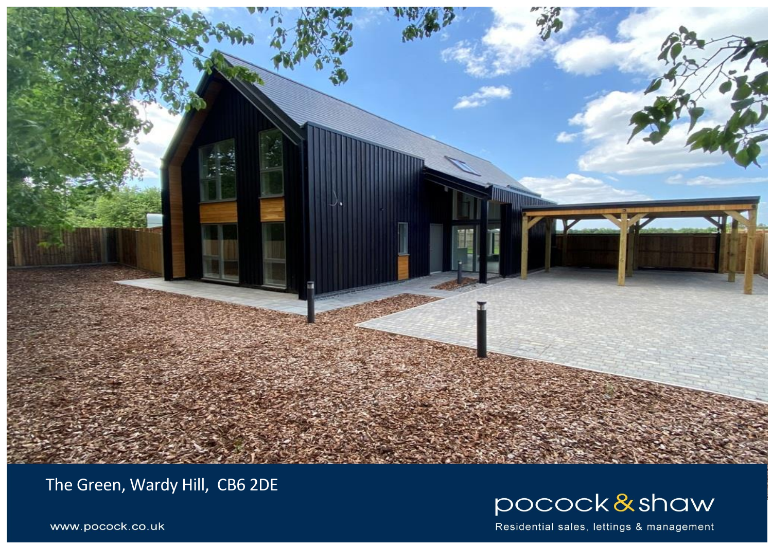The Green, Wardy Hill, CB6 2DE

www.pocock.co.uk

pocock & shaw

Residential sales, lettings & management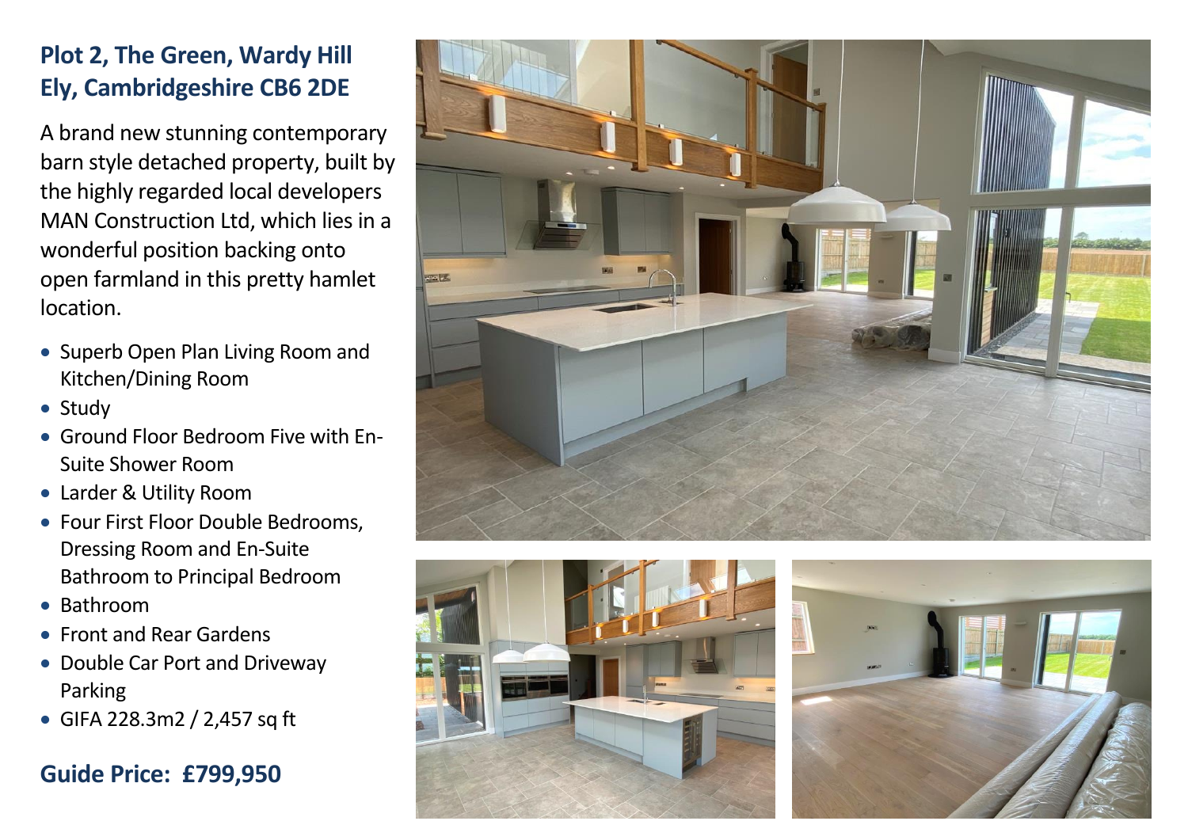## Plot 2, The Green, Wardy Hill
## Ely, Cambridgeshire CB6 2DE

A brand new stunning contemporary barn style detached property, built by the highly regarded local developers MAN Construction Ltd, which lies in a wonderful position backing onto open farmland in this pretty hamlet location.

- Superb Open Plan Living Room and Kitchen/Dining Room
- Study
- Ground Floor Bedroom Five with En-Suite Shower Room
- Larder & Utility Room
- Four First Floor Double Bedrooms, Dressing Room and En-Suite Bathroom to Principal Bedroom
- Bathroom
- Front and Rear Gardens
- Double Car Port and Driveway Parking
- GIFA 228.3m2 / 2,457 sq ft

**Guide Price: £799,950**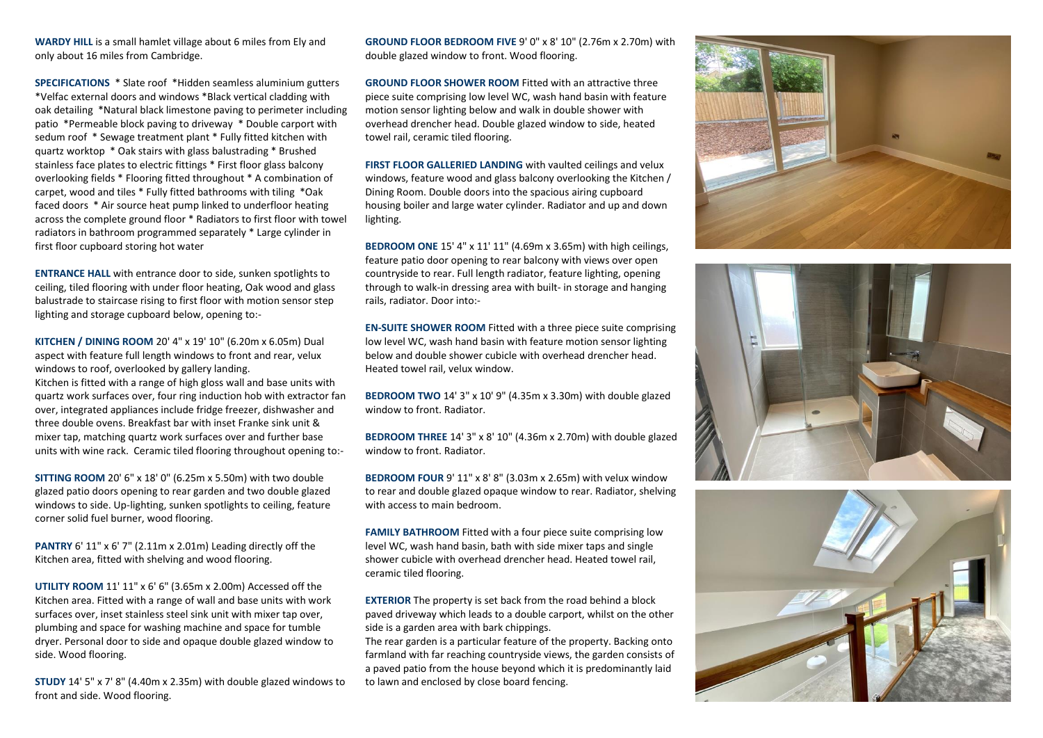**WARDY HILL** is a small hamlet village about 6 miles from Ely and only about 16 miles from Cambridge.

**SPECIFICATIONS** * Slate roof *Hidden seamless aluminium gutters *Velfac external doors and windows *Black vertical cladding with oak detailing *Natural black limestone paving to perimeter including patio *Permeable block paving to driveway * Double carport with sedum roof * Sewage treatment plant * Fully fitted kitchen with quartz worktop * Oak stairs with glass balustrading * Brushed stainless face plates to electric fittings * First floor glass balcony overlooking fields * Flooring fitted throughout * A combination of carpet, wood and tiles * Fully fitted bathrooms with tiling *Oak faced doors * Air source heat pump linked to underfloor heating across the complete ground floor * Radiators to first floor with towel radiators in bathroom programmed separately * Large cylinder in first floor cupboard storing hot water

**ENTRANCE HALL** with entrance door to side, sunken spotlights to ceiling, tiled flooring with under floor heating, Oak wood and glass balustrade to staircase rising to first floor with motion sensor step lighting and storage cupboard below, opening to:-

**KITCHEN / DINING ROOM** 20' 4" x 19' 10" (6.20m x 6.05m) Dual aspect with feature full length windows to front and rear, velux windows to roof, overlooked by gallery landing.
Kitchen is fitted with a range of high gloss wall and base units with quartz work surfaces over, four ring induction hob with extractor fan over, integrated appliances include fridge freezer, dishwasher and three double ovens. Breakfast bar with inset Franke sink unit & mixer tap, matching quartz work surfaces over and further base units with wine rack. Ceramic tiled flooring throughout opening to:-

**SITTING ROOM** 20' 6" x 18' 0" (6.25m x 5.50m) with two double glazed patio doors opening to rear garden and two double glazed windows to side. Up-lighting, sunken spotlights to ceiling, feature corner solid fuel burner, wood flooring.

**PANTRY** 6' 11" x 6' 7" (2.11m x 2.01m) Leading directly off the Kitchen area, fitted with shelving and wood flooring.

**UTILITY ROOM** 11' 11" x 6' 6" (3.65m x 2.00m) Accessed off the Kitchen area. Fitted with a range of wall and base units with work surfaces over, inset stainless steel sink unit with mixer tap over, plumbing and space for washing machine and space for tumble dryer. Personal door to side and opaque double glazed window to side. Wood flooring.

**STUDY** 14' 5" x 7' 8" (4.40m x 2.35m) with double glazed windows to front and side. Wood flooring.

**GROUND FLOOR BEDROOM FIVE** 9' 0" x 8' 10" (2.76m x 2.70m) with double glazed window to front. Wood flooring.

**GROUND FLOOR SHOWER ROOM** Fitted with an attractive three piece suite comprising low level WC, wash hand basin with feature motion sensor lighting below and walk in double shower with overhead drencher head. Double glazed window to side, heated towel rail, ceramic tiled flooring.

**FIRST FLOOR GALLERIED LANDING** with vaulted ceilings and velux windows, feature wood and glass balcony overlooking the Kitchen / Dining Room. Double doors into the spacious airing cupboard housing boiler and large water cylinder. Radiator and up and down lighting.

**BEDROOM ONE** 15' 4" x 11' 11" (4.69m x 3.65m) with high ceilings, feature patio door opening to rear balcony with views over open countryside to rear. Full length radiator, feature lighting, opening through to walk-in dressing area with built- in storage and hanging rails, radiator. Door into:-

**EN-SUITE SHOWER ROOM** Fitted with a three piece suite comprising low level WC, wash hand basin with feature motion sensor lighting below and double shower cubicle with overhead drencher head. Heated towel rail, velux window.

**BEDROOM TWO** 14' 3" x 10' 9" (4.35m x 3.30m) with double glazed window to front. Radiator.

**BEDROOM THREE** 14' 3" x 8' 10" (4.36m x 2.70m) with double glazed window to front. Radiator.

**BEDROOM FOUR** 9' 11" x 8' 8" (3.03m x 2.65m) with velux window to rear and double glazed opaque window to rear. Radiator, shelving with access to main bedroom.

**FAMILY BATHROOM** Fitted with a four piece suite comprising low level WC, wash hand basin, bath with side mixer taps and single shower cubicle with overhead drencher head. Heated towel rail, ceramic tiled flooring.

**EXTERIOR** The property is set back from the road behind a block paved driveway which leads to a double carport, whilst on the other side is a garden area with bark chippings.
The rear garden is a particular feature of the property. Backing onto farmland with far reaching countryside views, the garden consists of a paved patio from the house beyond which it is predominantly laid to lawn and enclosed by close board fencing.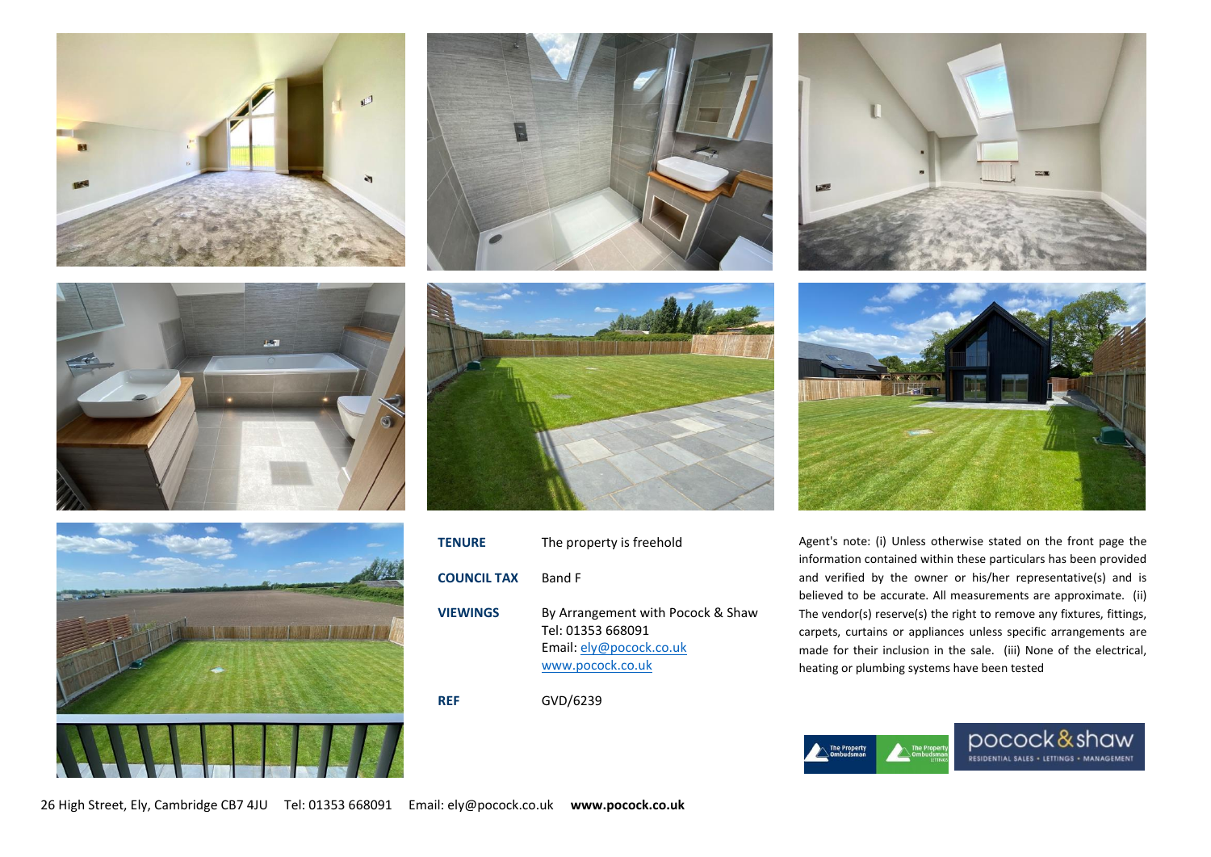| | |
|---|---|
| **TENURE** | The property is freehold |
| **COUNCIL TAX** | Band F |
| **VIEWINGS** | By Arrangement with Pocock & Shaw<br>Tel: 01353 668091<br>Email: ely@pocock.co.uk<br>www.pocock.co.uk |
| **REF** | GVD/6239 |

Agent's note: (i) Unless otherwise stated on the front page the information contained within these particulars has been provided and verified by the owner or his/her representative(s) and is believed to be accurate. All measurements are approximate. (ii) The vendor(s) reserve(s) the right to remove any fixtures, fittings, carpets, curtains or appliances unless specific arrangements are made for their inclusion in the sale. (iii) None of the electrical, heating or plumbing systems have been tested

26 High Street, Ely, Cambridge CB7 4JU Tel: 01353 668091 Email: ely@pocock.co.uk **www.pocock.co.uk**